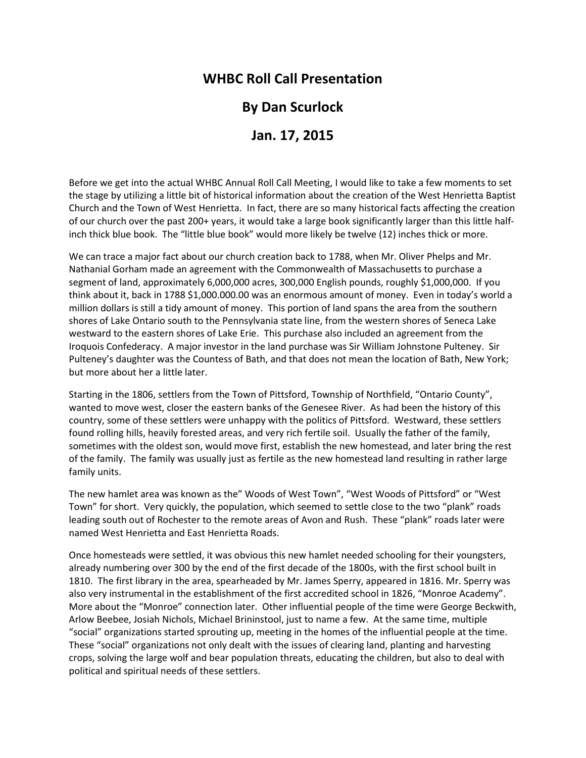# WHBC Roll Call Presentation

## By Dan Scurlock

## Jan. 17, 2015

Before we get into the actual WHBC Annual Roll Call Meeting, I would like to take a few moments to set the stage by utilizing a little bit of historical information about the creation of the West Henrietta Baptist Church and the Town of West Henrietta. In fact, there are so many historical facts affecting the creation of our church over the past 200+ years, it would take a large book significantly larger than this little half-inch thick blue book. The "little blue book" would more likely be twelve (12) inches thick or more.

We can trace a major fact about our church creation back to 1788, when Mr. Oliver Phelps and Mr. Nathanial Gorham made an agreement with the Commonwealth of Massachusetts to purchase a segment of land, approximately 6,000,000 acres, 300,000 English pounds, roughly $1,000,000. If you think about it, back in 1788 $1,000.000.00 was an enormous amount of money. Even in today's world a million dollars is still a tidy amount of money. This portion of land spans the area from the southern shores of Lake Ontario south to the Pennsylvania state line, from the western shores of Seneca Lake westward to the eastern shores of Lake Erie. This purchase also included an agreement from the Iroquois Confederacy. A major investor in the land purchase was Sir William Johnstone Pulteney. Sir Pulteney's daughter was the Countess of Bath, and that does not mean the location of Bath, New York; but more about her a little later.

Starting in the 1806, settlers from the Town of Pittsford, Township of Northfield, "Ontario County", wanted to move west, closer the eastern banks of the Genesee River. As had been the history of this country, some of these settlers were unhappy with the politics of Pittsford. Westward, these settlers found rolling hills, heavily forested areas, and very rich fertile soil. Usually the father of the family, sometimes with the oldest son, would move first, establish the new homestead, and later bring the rest of the family. The family was usually just as fertile as the new homestead land resulting in rather large family units.

The new hamlet area was known as the" Woods of West Town", "West Woods of Pittsford" or "West Town" for short. Very quickly, the population, which seemed to settle close to the two "plank" roads leading south out of Rochester to the remote areas of Avon and Rush. These "plank" roads later were named West Henrietta and East Henrietta Roads.

Once homesteads were settled, it was obvious this new hamlet needed schooling for their youngsters, already numbering over 300 by the end of the first decade of the 1800s, with the first school built in 1810. The first library in the area, spearheaded by Mr. James Sperry, appeared in 1816. Mr. Sperry was also very instrumental in the establishment of the first accredited school in 1826, "Monroe Academy". More about the "Monroe" connection later. Other influential people of the time were George Beckwith, Arlow Beebee, Josiah Nichols, Michael Brininstool, just to name a few. At the same time, multiple "social" organizations started sprouting up, meeting in the homes of the influential people at the time. These "social" organizations not only dealt with the issues of clearing land, planting and harvesting crops, solving the large wolf and bear population threats, educating the children, but also to deal with political and spiritual needs of these settlers.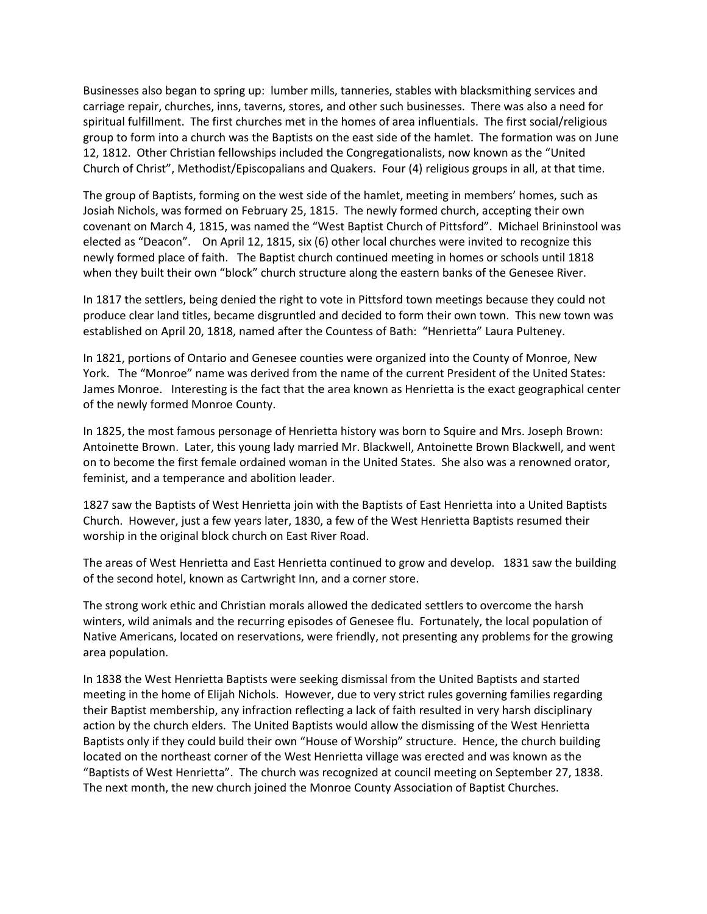Businesses also began to spring up: lumber mills, tanneries, stables with blacksmithing services and carriage repair, churches, inns, taverns, stores, and other such businesses. There was also a need for spiritual fulfillment. The first churches met in the homes of area influentials. The first social/religious group to form into a church was the Baptists on the east side of the hamlet. The formation was on June 12, 1812. Other Christian fellowships included the Congregationalists, now known as the "United Church of Christ", Methodist/Episcopalians and Quakers. Four (4) religious groups in all, at that time.

The group of Baptists, forming on the west side of the hamlet, meeting in members' homes, such as Josiah Nichols, was formed on February 25, 1815. The newly formed church, accepting their own covenant on March 4, 1815, was named the "West Baptist Church of Pittsford". Michael Brininstool was elected as "Deacon". On April 12, 1815, six (6) other local churches were invited to recognize this newly formed place of faith. The Baptist church continued meeting in homes or schools until 1818 when they built their own "block" church structure along the eastern banks of the Genesee River.

In 1817 the settlers, being denied the right to vote in Pittsford town meetings because they could not produce clear land titles, became disgruntled and decided to form their own town. This new town was established on April 20, 1818, named after the Countess of Bath: "Henrietta" Laura Pulteney.

In 1821, portions of Ontario and Genesee counties were organized into the County of Monroe, New York. The "Monroe" name was derived from the name of the current President of the United States: James Monroe. Interesting is the fact that the area known as Henrietta is the exact geographical center of the newly formed Monroe County.

In 1825, the most famous personage of Henrietta history was born to Squire and Mrs. Joseph Brown: Antoinette Brown. Later, this young lady married Mr. Blackwell, Antoinette Brown Blackwell, and went on to become the first female ordained woman in the United States. She also was a renowned orator, feminist, and a temperance and abolition leader.

1827 saw the Baptists of West Henrietta join with the Baptists of East Henrietta into a United Baptists Church. However, just a few years later, 1830, a few of the West Henrietta Baptists resumed their worship in the original block church on East River Road.

The areas of West Henrietta and East Henrietta continued to grow and develop. 1831 saw the building of the second hotel, known as Cartwright Inn, and a corner store.

The strong work ethic and Christian morals allowed the dedicated settlers to overcome the harsh winters, wild animals and the recurring episodes of Genesee flu. Fortunately, the local population of Native Americans, located on reservations, were friendly, not presenting any problems for the growing area population.

In 1838 the West Henrietta Baptists were seeking dismissal from the United Baptists and started meeting in the home of Elijah Nichols. However, due to very strict rules governing families regarding their Baptist membership, any infraction reflecting a lack of faith resulted in very harsh disciplinary action by the church elders. The United Baptists would allow the dismissing of the West Henrietta Baptists only if they could build their own "House of Worship" structure. Hence, the church building located on the northeast corner of the West Henrietta village was erected and was known as the "Baptists of West Henrietta". The church was recognized at council meeting on September 27, 1838. The next month, the new church joined the Monroe County Association of Baptist Churches.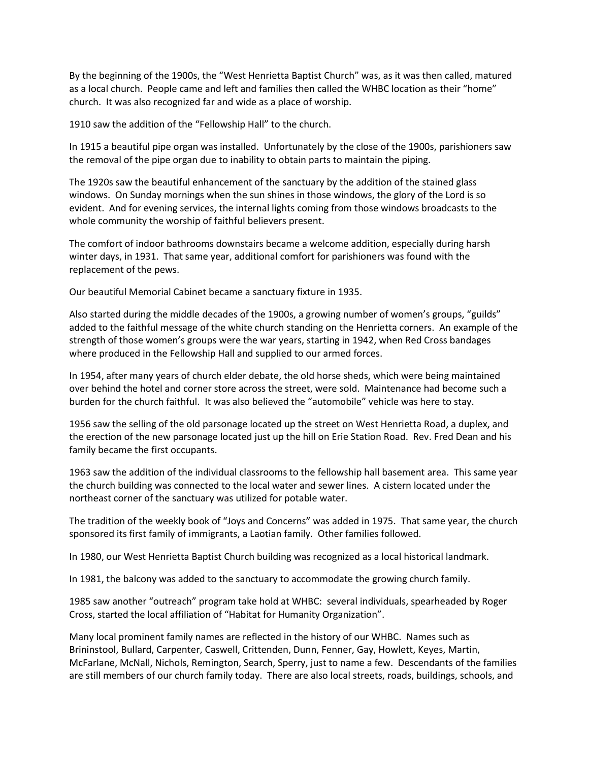By the beginning of the 1900s, the "West Henrietta Baptist Church" was, as it was then called, matured as a local church. People came and left and families then called the WHBC location as their "home" church. It was also recognized far and wide as a place of worship.

1910 saw the addition of the "Fellowship Hall" to the church.

In 1915 a beautiful pipe organ was installed. Unfortunately by the close of the 1900s, parishioners saw the removal of the pipe organ due to inability to obtain parts to maintain the piping.

The 1920s saw the beautiful enhancement of the sanctuary by the addition of the stained glass windows. On Sunday mornings when the sun shines in those windows, the glory of the Lord is so evident. And for evening services, the internal lights coming from those windows broadcasts to the whole community the worship of faithful believers present.

The comfort of indoor bathrooms downstairs became a welcome addition, especially during harsh winter days, in 1931. That same year, additional comfort for parishioners was found with the replacement of the pews.

Our beautiful Memorial Cabinet became a sanctuary fixture in 1935.

Also started during the middle decades of the 1900s, a growing number of women's groups, "guilds" added to the faithful message of the white church standing on the Henrietta corners. An example of the strength of those women's groups were the war years, starting in 1942, when Red Cross bandages where produced in the Fellowship Hall and supplied to our armed forces.

In 1954, after many years of church elder debate, the old horse sheds, which were being maintained over behind the hotel and corner store across the street, were sold. Maintenance had become such a burden for the church faithful. It was also believed the "automobile" vehicle was here to stay.

1956 saw the selling of the old parsonage located up the street on West Henrietta Road, a duplex, and the erection of the new parsonage located just up the hill on Erie Station Road. Rev. Fred Dean and his family became the first occupants.

1963 saw the addition of the individual classrooms to the fellowship hall basement area. This same year the church building was connected to the local water and sewer lines. A cistern located under the northeast corner of the sanctuary was utilized for potable water.

The tradition of the weekly book of "Joys and Concerns" was added in 1975. That same year, the church sponsored its first family of immigrants, a Laotian family. Other families followed.

In 1980, our West Henrietta Baptist Church building was recognized as a local historical landmark.

In 1981, the balcony was added to the sanctuary to accommodate the growing church family.

1985 saw another "outreach" program take hold at WHBC: several individuals, spearheaded by Roger Cross, started the local affiliation of "Habitat for Humanity Organization".

Many local prominent family names are reflected in the history of our WHBC. Names such as Brininstool, Bullard, Carpenter, Caswell, Crittenden, Dunn, Fenner, Gay, Howlett, Keyes, Martin, McFarlane, McNall, Nichols, Remington, Search, Sperry, just to name a few. Descendants of the families are still members of our church family today. There are also local streets, roads, buildings, schools, and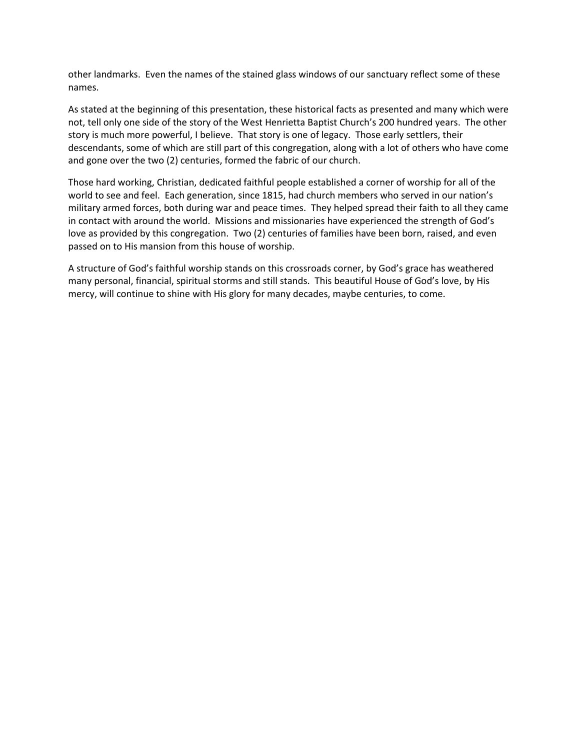other landmarks. Even the names of the stained glass windows of our sanctuary reflect some of these names.

As stated at the beginning of this presentation, these historical facts as presented and many which were not, tell only one side of the story of the West Henrietta Baptist Church's 200 hundred years. The other story is much more powerful, I believe. That story is one of legacy. Those early settlers, their descendants, some of which are still part of this congregation, along with a lot of others who have come and gone over the two (2) centuries, formed the fabric of our church.

Those hard working, Christian, dedicated faithful people established a corner of worship for all of the world to see and feel. Each generation, since 1815, had church members who served in our nation's military armed forces, both during war and peace times. They helped spread their faith to all they came in contact with around the world. Missions and missionaries have experienced the strength of God's love as provided by this congregation. Two (2) centuries of families have been born, raised, and even passed on to His mansion from this house of worship.

A structure of God's faithful worship stands on this crossroads corner, by God's grace has weathered many personal, financial, spiritual storms and still stands. This beautiful House of God's love, by His mercy, will continue to shine with His glory for many decades, maybe centuries, to come.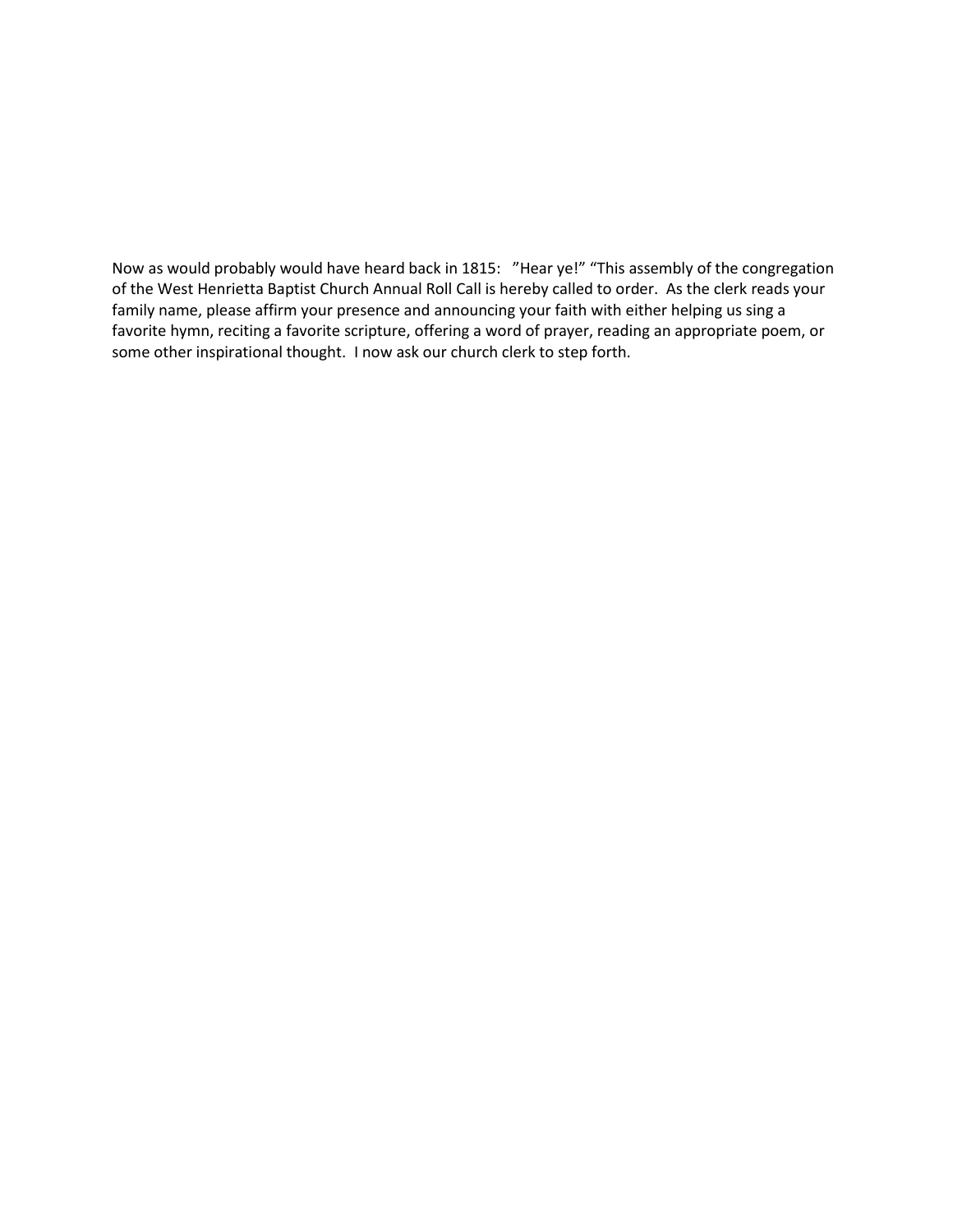Now as would probably would have heard back in 1815:   "Hear ye!" "This assembly of the congregation of the West Henrietta Baptist Church Annual Roll Call is hereby called to order.  As the clerk reads your family name, please affirm your presence and announcing your faith with either helping us sing a favorite hymn, reciting a favorite scripture, offering a word of prayer, reading an appropriate poem, or some other inspirational thought.  I now ask our church clerk to step forth.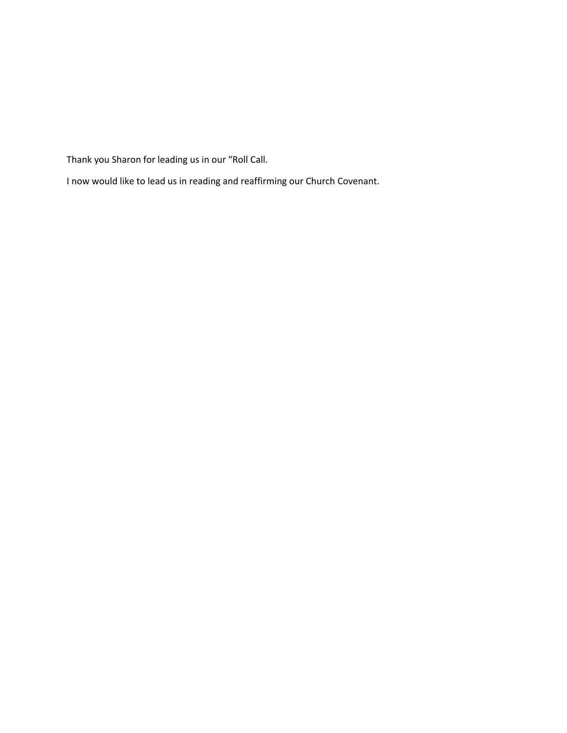Thank you Sharon for leading us in our “Roll Call.

I now would like to lead us in reading and reaffirming our Church Covenant.